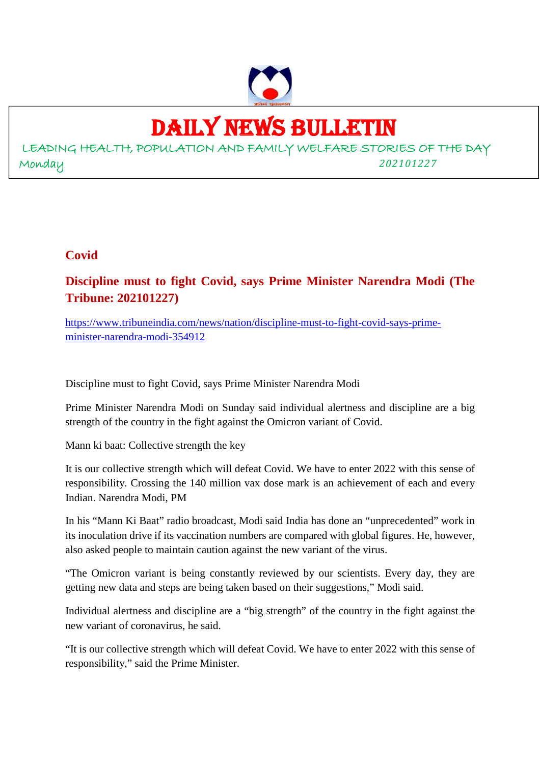# DAILY NEWS BULLETIN

LEADING HEALTH, POPULATION AND FAMILY WELFARE STORIES OF THE DAY

Monday *202101227*

## Covid

### Discipline must to fight Covid, says Prime Minister Narendra Modi (The Tribune: 202101227)

https://www.tribuneindia.com/news/nation/discipline-must-to-fight-covid-says-prime-minister-narendra-modi-354912

Discipline must to fight Covid, says Prime Minister Narendra Modi

Prime Minister Narendra Modi on Sunday said individual alertness and discipline are a big strength of the country in the fight against the Omicron variant of Covid.

Mann ki baat: Collective strength the key

It is our collective strength which will defeat Covid. We have to enter 2022 with this sense of responsibility. Crossing the 140 million vax dose mark is an achievement of each and every Indian. Narendra Modi, PM

In his "Mann Ki Baat" radio broadcast, Modi said India has done an "unprecedented" work in its inoculation drive if its vaccination numbers are compared with global figures. He, however, also asked people to maintain caution against the new variant of the virus.

"The Omicron variant is being constantly reviewed by our scientists. Every day, they are getting new data and steps are being taken based on their suggestions," Modi said.

Individual alertness and discipline are a "big strength" of the country in the fight against the new variant of coronavirus, he said.

"It is our collective strength which will defeat Covid. We have to enter 2022 with this sense of responsibility," said the Prime Minister.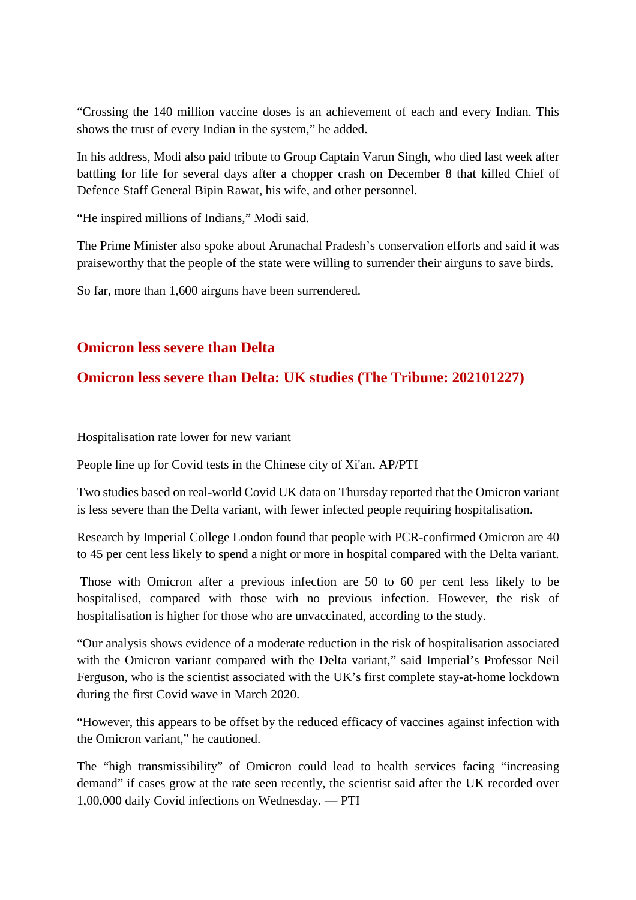“Crossing the 140 million vaccine doses is an achievement of each and every Indian. This shows the trust of every Indian in the system,” he added.

In his address, Modi also paid tribute to Group Captain Varun Singh, who died last week after battling for life for several days after a chopper crash on December 8 that killed Chief of Defence Staff General Bipin Rawat, his wife, and other personnel.

“He inspired millions of Indians,” Modi said.

The Prime Minister also spoke about Arunachal Pradesh’s conservation efforts and said it was praiseworthy that the people of the state were willing to surrender their airguns to save birds.

So far, more than 1,600 airguns have been surrendered.

## Omicron less severe than Delta

## Omicron less severe than Delta: UK studies (The Tribune: 202101227)

Hospitalisation rate lower for new variant

People line up for Covid tests in the Chinese city of Xi'an. AP/PTI

Two studies based on real-world Covid UK data on Thursday reported that the Omicron variant is less severe than the Delta variant, with fewer infected people requiring hospitalisation.

Research by Imperial College London found that people with PCR-confirmed Omicron are 40 to 45 per cent less likely to spend a night or more in hospital compared with the Delta variant.

Those with Omicron after a previous infection are 50 to 60 per cent less likely to be hospitalised, compared with those with no previous infection. However, the risk of hospitalisation is higher for those who are unvaccinated, according to the study.

“Our analysis shows evidence of a moderate reduction in the risk of hospitalisation associated with the Omicron variant compared with the Delta variant,” said Imperial’s Professor Neil Ferguson, who is the scientist associated with the UK’s first complete stay-at-home lockdown during the first Covid wave in March 2020.

“However, this appears to be offset by the reduced efficacy of vaccines against infection with the Omicron variant,” he cautioned.

The “high transmissibility” of Omicron could lead to health services facing “increasing demand” if cases grow at the rate seen recently, the scientist said after the UK recorded over 1,00,000 daily Covid infections on Wednesday. — PTI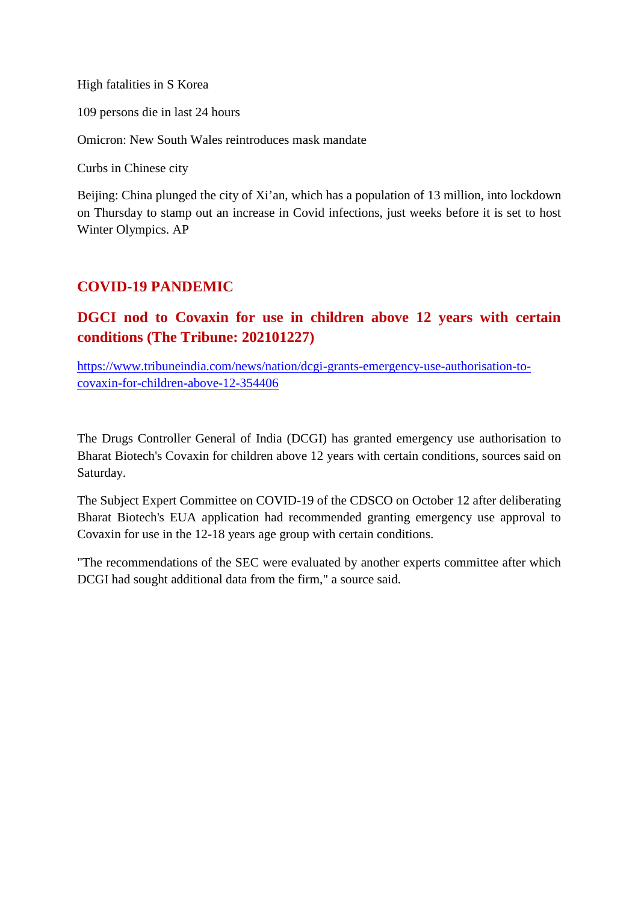High fatalities in S Korea

109 persons die in last 24 hours

Omicron: New South Wales reintroduces mask mandate

Curbs in Chinese city

Beijing: China plunged the city of Xi'an, which has a population of 13 million, into lockdown on Thursday to stamp out an increase in Covid infections, just weeks before it is set to host Winter Olympics. AP

## COVID-19 PANDEMIC

## DGCI nod to Covaxin for use in children above 12 years with certain conditions (The Tribune: 202101227)

https://www.tribuneindia.com/news/nation/dcgi-grants-emergency-use-authorisation-to-covaxin-for-children-above-12-354406

The Drugs Controller General of India (DCGI) has granted emergency use authorisation to Bharat Biotech's Covaxin for children above 12 years with certain conditions, sources said on Saturday.

The Subject Expert Committee on COVID-19 of the CDSCO on October 12 after deliberating Bharat Biotech's EUA application had recommended granting emergency use approval to Covaxin for use in the 12-18 years age group with certain conditions.

"The recommendations of the SEC were evaluated by another experts committee after which DCGI had sought additional data from the firm," a source said.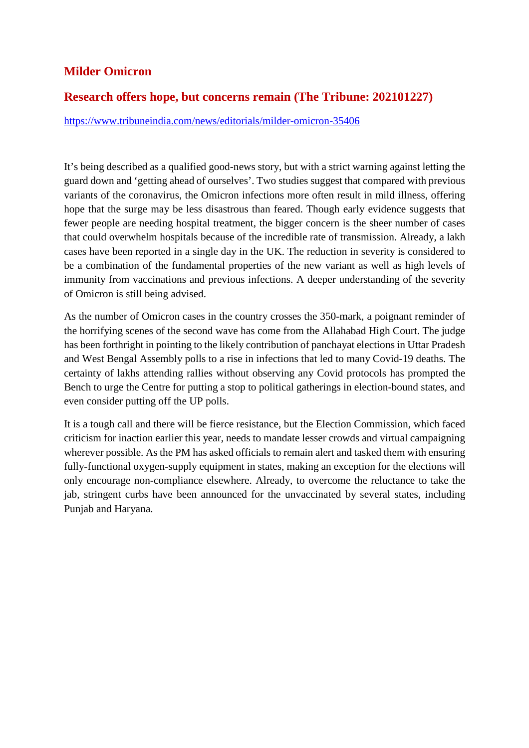## Milder Omicron

## Research offers hope, but concerns remain (The Tribune: 202101227)

https://www.tribuneindia.com/news/editorials/milder-omicron-35406

It's being described as a qualified good-news story, but with a strict warning against letting the guard down and 'getting ahead of ourselves'. Two studies suggest that compared with previous variants of the coronavirus, the Omicron infections more often result in mild illness, offering hope that the surge may be less disastrous than feared. Though early evidence suggests that fewer people are needing hospital treatment, the bigger concern is the sheer number of cases that could overwhelm hospitals because of the incredible rate of transmission. Already, a lakh cases have been reported in a single day in the UK. The reduction in severity is considered to be a combination of the fundamental properties of the new variant as well as high levels of immunity from vaccinations and previous infections. A deeper understanding of the severity of Omicron is still being advised.

As the number of Omicron cases in the country crosses the 350-mark, a poignant reminder of the horrifying scenes of the second wave has come from the Allahabad High Court. The judge has been forthright in pointing to the likely contribution of panchayat elections in Uttar Pradesh and West Bengal Assembly polls to a rise in infections that led to many Covid-19 deaths. The certainty of lakhs attending rallies without observing any Covid protocols has prompted the Bench to urge the Centre for putting a stop to political gatherings in election-bound states, and even consider putting off the UP polls.

It is a tough call and there will be fierce resistance, but the Election Commission, which faced criticism for inaction earlier this year, needs to mandate lesser crowds and virtual campaigning wherever possible. As the PM has asked officials to remain alert and tasked them with ensuring fully-functional oxygen-supply equipment in states, making an exception for the elections will only encourage non-compliance elsewhere. Already, to overcome the reluctance to take the jab, stringent curbs have been announced for the unvaccinated by several states, including Punjab and Haryana.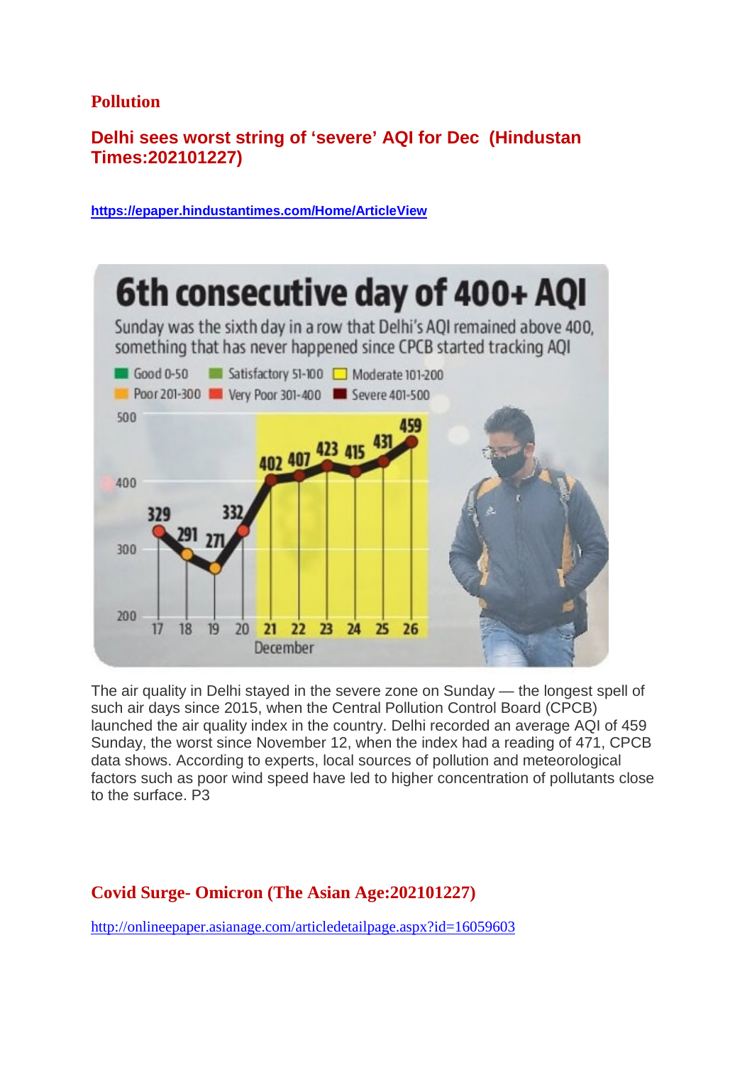## Pollution

### Delhi sees worst string of 'severe' AQI for Dec (Hindustan Times:202101227)

**https://epaper.hindustantimes.com/Home/ArticleView**

**6th consecutive day of 400+ AQI**

Sunday was the sixth day in a row that Delhi's AQI remained above 400, something that has never happened since CPCB started tracking AQI

Good 0-50 | Satisfactory 51-100 | Moderate 101-200 | Poor 201-300 | Very Poor 301-400 | Severe 401-500

| December | 17 | 18 | 19 | 20 | 21 | 22 | 23 | 24 | 25 | 26 |
|---|---|---|---|---|---|---|---|---|---|---|
| AQI | 329 | 291 | 271 | 332 | 402 | 407 | 423 | 415 | 431 | 459 |

The air quality in Delhi stayed in the severe zone on Sunday — the longest spell of such air days since 2015, when the Central Pollution Control Board (CPCB) launched the air quality index in the country. Delhi recorded an average AQI of 459 Sunday, the worst since November 12, when the index had a reading of 471, CPCB data shows. According to experts, local sources of pollution and meteorological factors such as poor wind speed have led to higher concentration of pollutants close to the surface. P3

## Covid Surge- Omicron (The Asian Age:202101227)

http://onlineepaper.asianage.com/articledetailpage.aspx?id=16059603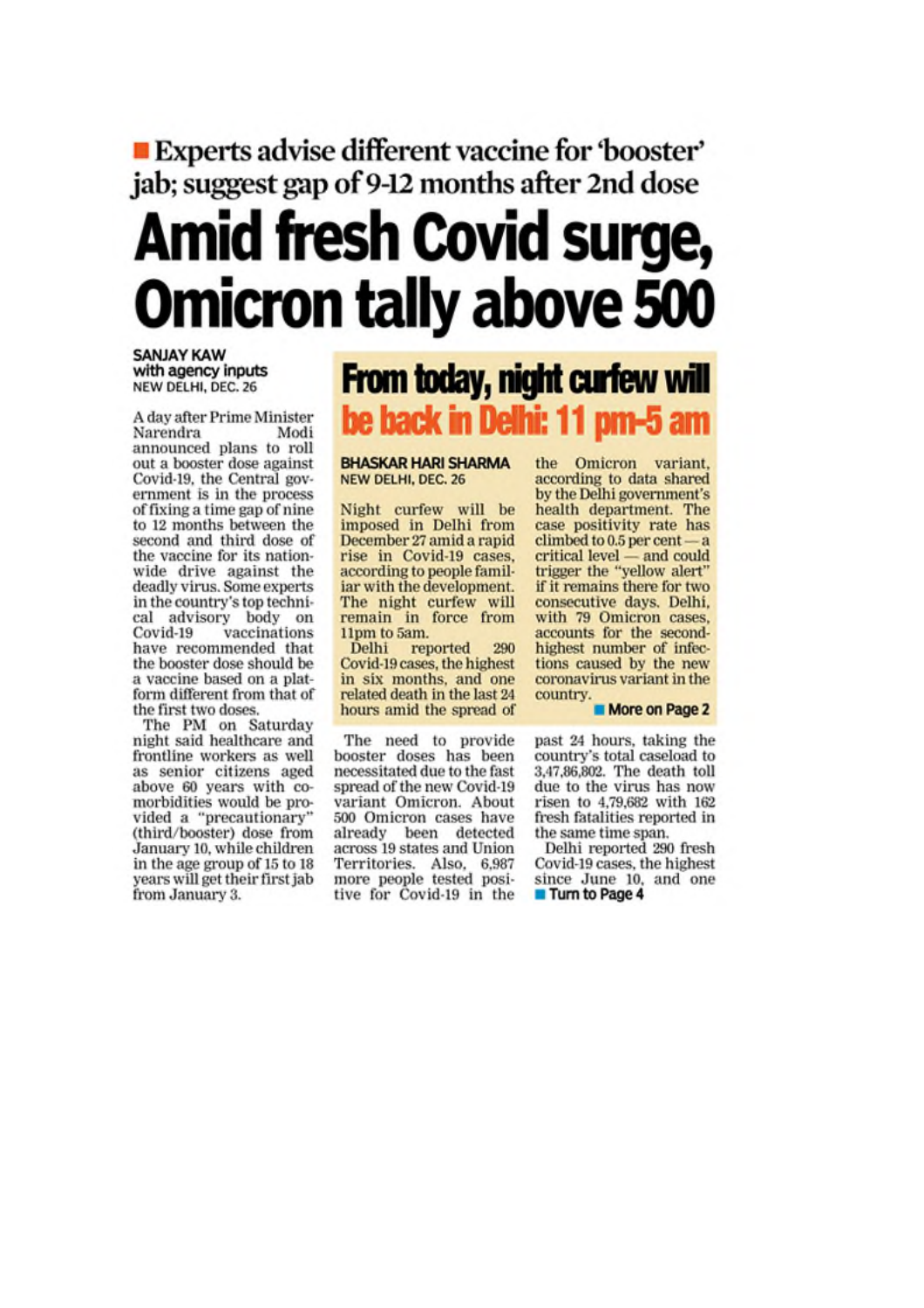**Experts advise different vaccine for 'booster' jab; suggest gap of 9-12 months after 2nd dose**

# Amid fresh Covid surge, Omicron tally above 500

**SANJAY KAW**
with agency inputs
NEW DELHI, DEC. 26

A day after Prime Minister Narendra Modi announced plans to roll out a booster dose against Covid-19, the Central government is in the process of fixing a time gap of nine to 12 months between the second and third dose of the vaccine for its nationwide drive against the deadly virus. Some experts in the country's top technical advisory body on Covid-19 vaccinations have recommended that the booster dose should be a vaccine based on a platform different from that of the first two doses.

The PM on Saturday night said healthcare and frontline workers as well as senior citizens aged above 60 years with co-morbidities would be provided a "precautionary" (third/booster) dose from January 10, while children in the age group of 15 to 18 years will get their first jab from January 3.

The need to provide booster doses has been necessitated due to the fast spread of the new Covid-19 variant Omicron. About 500 Omicron cases have already been detected across 19 states and Union Territories. Also, 6,987 more people tested positive for Covid-19 in the past 24 hours, taking the country's total caseload to 3,47,86,802. The death toll due to the virus has now risen to 4,79,682 with 162 fresh fatalities reported in the same time span.

Delhi reported 290 fresh Covid-19 cases, the highest since June 10, and one

**Turn to Page 4**

## From today, night curfew will be back in Delhi: 11 pm-5 am

**BHASKAR HARI SHARMA**
NEW DELHI, DEC. 26

Night curfew will be imposed in Delhi from December 27 amid a rapid rise in Covid-19 cases, according to people familiar with the development. The night curfew will remain in force from 11pm to 5am.

Delhi reported 290 Covid-19 cases, the highest in six months, and one related death in the last 24 hours amid the spread of the Omicron variant, according to data shared by the Delhi government's health department. The case positivity rate has climbed to 0.5 per cent — a critical level — and could trigger the "yellow alert" if it remains there for two consecutive days. Delhi, with 79 Omicron cases, accounts for the second-highest number of infections caused by the new coronavirus variant in the country.

**More on Page 2**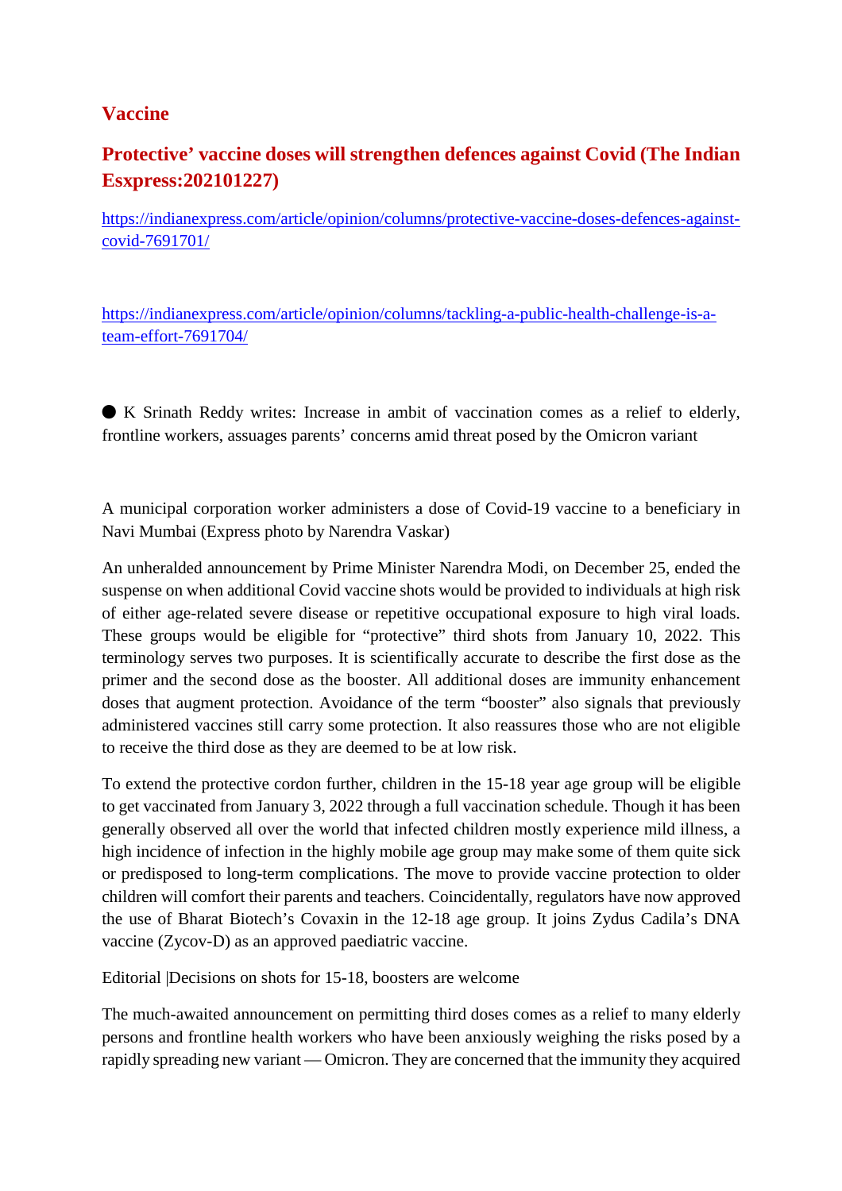## Vaccine

### Protective' vaccine doses will strengthen defences against Covid (The Indian Esxpress:202101227)

https://indianexpress.com/article/opinion/columns/protective-vaccine-doses-defences-against-covid-7691701/

https://indianexpress.com/article/opinion/columns/tackling-a-public-health-challenge-is-a-team-effort-7691704/

● K Srinath Reddy writes: Increase in ambit of vaccination comes as a relief to elderly, frontline workers, assuages parents' concerns amid threat posed by the Omicron variant

A municipal corporation worker administers a dose of Covid-19 vaccine to a beneficiary in Navi Mumbai (Express photo by Narendra Vaskar)

An unheralded announcement by Prime Minister Narendra Modi, on December 25, ended the suspense on when additional Covid vaccine shots would be provided to individuals at high risk of either age-related severe disease or repetitive occupational exposure to high viral loads. These groups would be eligible for "protective" third shots from January 10, 2022. This terminology serves two purposes. It is scientifically accurate to describe the first dose as the primer and the second dose as the booster. All additional doses are immunity enhancement doses that augment protection. Avoidance of the term "booster" also signals that previously administered vaccines still carry some protection. It also reassures those who are not eligible to receive the third dose as they are deemed to be at low risk.

To extend the protective cordon further, children in the 15-18 year age group will be eligible to get vaccinated from January 3, 2022 through a full vaccination schedule. Though it has been generally observed all over the world that infected children mostly experience mild illness, a high incidence of infection in the highly mobile age group may make some of them quite sick or predisposed to long-term complications. The move to provide vaccine protection to older children will comfort their parents and teachers. Coincidentally, regulators have now approved the use of Bharat Biotech's Covaxin in the 12-18 age group. It joins Zydus Cadila's DNA vaccine (Zycov-D) as an approved paediatric vaccine.

Editorial |Decisions on shots for 15-18, boosters are welcome

The much-awaited announcement on permitting third doses comes as a relief to many elderly persons and frontline health workers who have been anxiously weighing the risks posed by a rapidly spreading new variant — Omicron. They are concerned that the immunity they acquired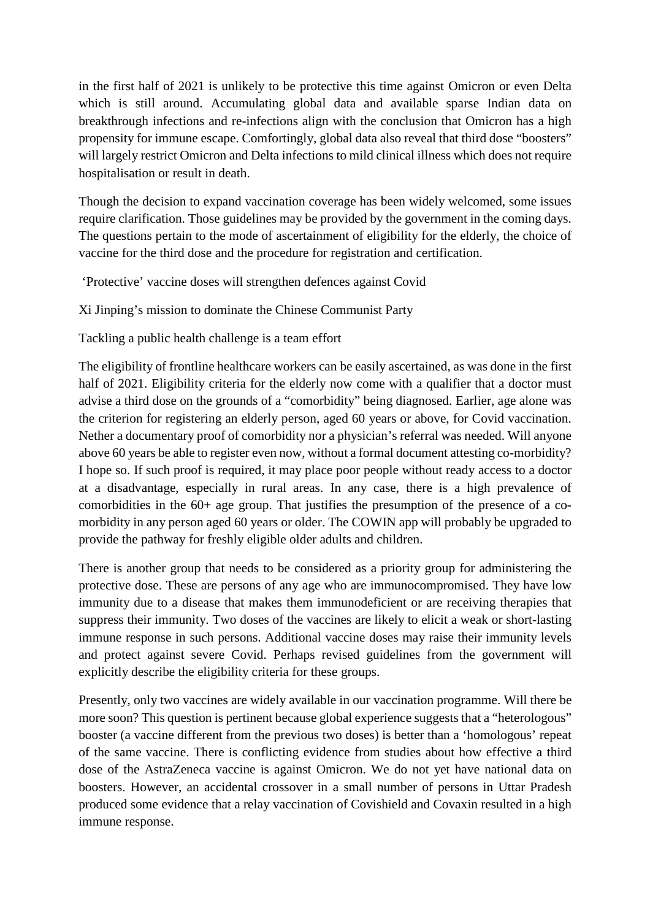in the first half of 2021 is unlikely to be protective this time against Omicron or even Delta which is still around. Accumulating global data and available sparse Indian data on breakthrough infections and re-infections align with the conclusion that Omicron has a high propensity for immune escape. Comfortingly, global data also reveal that third dose "boosters" will largely restrict Omicron and Delta infections to mild clinical illness which does not require hospitalisation or result in death.

Though the decision to expand vaccination coverage has been widely welcomed, some issues require clarification. Those guidelines may be provided by the government in the coming days. The questions pertain to the mode of ascertainment of eligibility for the elderly, the choice of vaccine for the third dose and the procedure for registration and certification.

'Protective' vaccine doses will strengthen defences against Covid

Xi Jinping's mission to dominate the Chinese Communist Party

Tackling a public health challenge is a team effort

The eligibility of frontline healthcare workers can be easily ascertained, as was done in the first half of 2021. Eligibility criteria for the elderly now come with a qualifier that a doctor must advise a third dose on the grounds of a "comorbidity" being diagnosed. Earlier, age alone was the criterion for registering an elderly person, aged 60 years or above, for Covid vaccination. Nether a documentary proof of comorbidity nor a physician's referral was needed. Will anyone above 60 years be able to register even now, without a formal document attesting co-morbidity? I hope so. If such proof is required, it may place poor people without ready access to a doctor at a disadvantage, especially in rural areas. In any case, there is a high prevalence of comorbidities in the 60+ age group. That justifies the presumption of the presence of a co-morbidity in any person aged 60 years or older. The COWIN app will probably be upgraded to provide the pathway for freshly eligible older adults and children.

There is another group that needs to be considered as a priority group for administering the protective dose. These are persons of any age who are immunocompromised. They have low immunity due to a disease that makes them immunodeficient or are receiving therapies that suppress their immunity. Two doses of the vaccines are likely to elicit a weak or short-lasting immune response in such persons. Additional vaccine doses may raise their immunity levels and protect against severe Covid. Perhaps revised guidelines from the government will explicitly describe the eligibility criteria for these groups.

Presently, only two vaccines are widely available in our vaccination programme. Will there be more soon? This question is pertinent because global experience suggests that a "heterologous" booster (a vaccine different from the previous two doses) is better than a 'homologous' repeat of the same vaccine. There is conflicting evidence from studies about how effective a third dose of the AstraZeneca vaccine is against Omicron. We do not yet have national data on boosters. However, an accidental crossover in a small number of persons in Uttar Pradesh produced some evidence that a relay vaccination of Covishield and Covaxin resulted in a high immune response.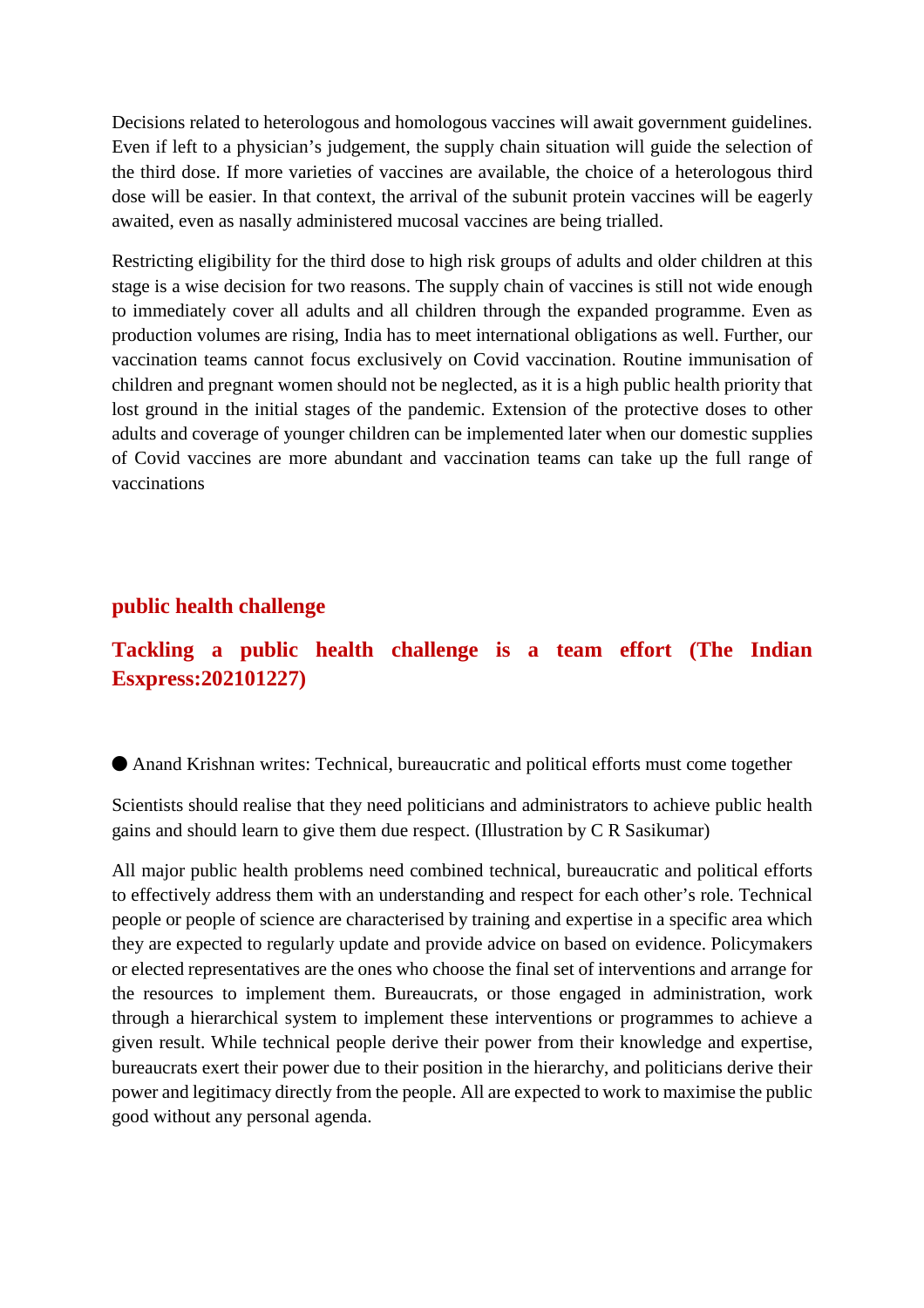Decisions related to heterologous and homologous vaccines will await government guidelines. Even if left to a physician's judgement, the supply chain situation will guide the selection of the third dose. If more varieties of vaccines are available, the choice of a heterologous third dose will be easier. In that context, the arrival of the subunit protein vaccines will be eagerly awaited, even as nasally administered mucosal vaccines are being trialled.

Restricting eligibility for the third dose to high risk groups of adults and older children at this stage is a wise decision for two reasons. The supply chain of vaccines is still not wide enough to immediately cover all adults and all children through the expanded programme. Even as production volumes are rising, India has to meet international obligations as well. Further, our vaccination teams cannot focus exclusively on Covid vaccination. Routine immunisation of children and pregnant women should not be neglected, as it is a high public health priority that lost ground in the initial stages of the pandemic. Extension of the protective doses to other adults and coverage of younger children can be implemented later when our domestic supplies of Covid vaccines are more abundant and vaccination teams can take up the full range of vaccinations

## public health challenge

## Tackling a public health challenge is a team effort (The Indian Esxpress:202101227)

● Anand Krishnan writes: Technical, bureaucratic and political efforts must come together

Scientists should realise that they need politicians and administrators to achieve public health gains and should learn to give them due respect. (Illustration by C R Sasikumar)

All major public health problems need combined technical, bureaucratic and political efforts to effectively address them with an understanding and respect for each other's role. Technical people or people of science are characterised by training and expertise in a specific area which they are expected to regularly update and provide advice on based on evidence. Policymakers or elected representatives are the ones who choose the final set of interventions and arrange for the resources to implement them. Bureaucrats, or those engaged in administration, work through a hierarchical system to implement these interventions or programmes to achieve a given result. While technical people derive their power from their knowledge and expertise, bureaucrats exert their power due to their position in the hierarchy, and politicians derive their power and legitimacy directly from the people. All are expected to work to maximise the public good without any personal agenda.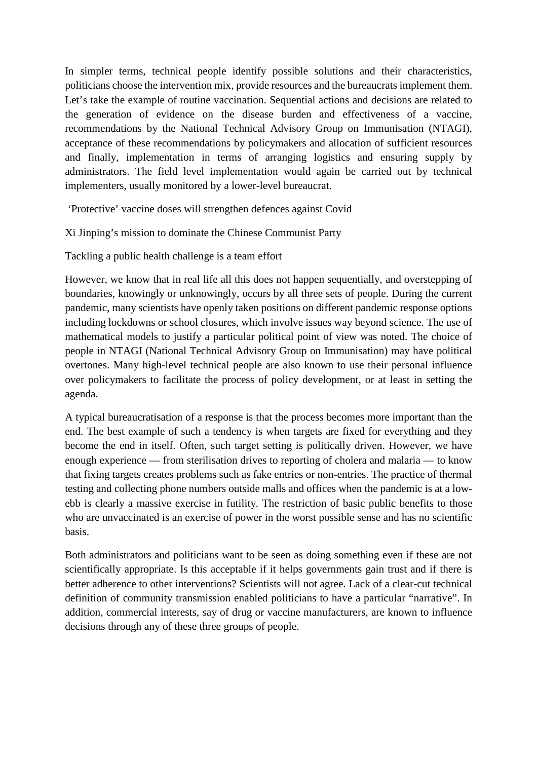In simpler terms, technical people identify possible solutions and their characteristics, politicians choose the intervention mix, provide resources and the bureaucrats implement them. Let's take the example of routine vaccination. Sequential actions and decisions are related to the generation of evidence on the disease burden and effectiveness of a vaccine, recommendations by the National Technical Advisory Group on Immunisation (NTAGI), acceptance of these recommendations by policymakers and allocation of sufficient resources and finally, implementation in terms of arranging logistics and ensuring supply by administrators. The field level implementation would again be carried out by technical implementers, usually monitored by a lower-level bureaucrat.

'Protective' vaccine doses will strengthen defences against Covid

Xi Jinping's mission to dominate the Chinese Communist Party

Tackling a public health challenge is a team effort

However, we know that in real life all this does not happen sequentially, and overstepping of boundaries, knowingly or unknowingly, occurs by all three sets of people. During the current pandemic, many scientists have openly taken positions on different pandemic response options including lockdowns or school closures, which involve issues way beyond science. The use of mathematical models to justify a particular political point of view was noted. The choice of people in NTAGI (National Technical Advisory Group on Immunisation) may have political overtones. Many high-level technical people are also known to use their personal influence over policymakers to facilitate the process of policy development, or at least in setting the agenda.

A typical bureaucratisation of a response is that the process becomes more important than the end. The best example of such a tendency is when targets are fixed for everything and they become the end in itself. Often, such target setting is politically driven. However, we have enough experience — from sterilisation drives to reporting of cholera and malaria — to know that fixing targets creates problems such as fake entries or non-entries. The practice of thermal testing and collecting phone numbers outside malls and offices when the pandemic is at a low-ebb is clearly a massive exercise in futility. The restriction of basic public benefits to those who are unvaccinated is an exercise of power in the worst possible sense and has no scientific basis.

Both administrators and politicians want to be seen as doing something even if these are not scientifically appropriate. Is this acceptable if it helps governments gain trust and if there is better adherence to other interventions? Scientists will not agree. Lack of a clear-cut technical definition of community transmission enabled politicians to have a particular "narrative". In addition, commercial interests, say of drug or vaccine manufacturers, are known to influence decisions through any of these three groups of people.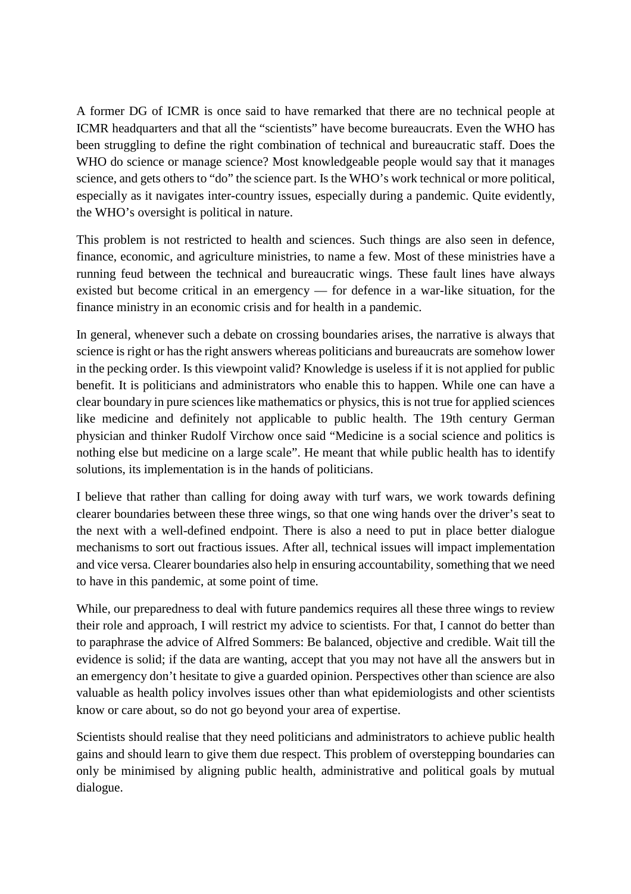A former DG of ICMR is once said to have remarked that there are no technical people at ICMR headquarters and that all the "scientists" have become bureaucrats. Even the WHO has been struggling to define the right combination of technical and bureaucratic staff. Does the WHO do science or manage science? Most knowledgeable people would say that it manages science, and gets others to "do" the science part. Is the WHO's work technical or more political, especially as it navigates inter-country issues, especially during a pandemic. Quite evidently, the WHO's oversight is political in nature.

This problem is not restricted to health and sciences. Such things are also seen in defence, finance, economic, and agriculture ministries, to name a few. Most of these ministries have a running feud between the technical and bureaucratic wings. These fault lines have always existed but become critical in an emergency — for defence in a war-like situation, for the finance ministry in an economic crisis and for health in a pandemic.

In general, whenever such a debate on crossing boundaries arises, the narrative is always that science is right or has the right answers whereas politicians and bureaucrats are somehow lower in the pecking order. Is this viewpoint valid? Knowledge is useless if it is not applied for public benefit. It is politicians and administrators who enable this to happen. While one can have a clear boundary in pure sciences like mathematics or physics, this is not true for applied sciences like medicine and definitely not applicable to public health. The 19th century German physician and thinker Rudolf Virchow once said "Medicine is a social science and politics is nothing else but medicine on a large scale". He meant that while public health has to identify solutions, its implementation is in the hands of politicians.

I believe that rather than calling for doing away with turf wars, we work towards defining clearer boundaries between these three wings, so that one wing hands over the driver's seat to the next with a well-defined endpoint. There is also a need to put in place better dialogue mechanisms to sort out fractious issues. After all, technical issues will impact implementation and vice versa. Clearer boundaries also help in ensuring accountability, something that we need to have in this pandemic, at some point of time.

While, our preparedness to deal with future pandemics requires all these three wings to review their role and approach, I will restrict my advice to scientists. For that, I cannot do better than to paraphrase the advice of Alfred Sommers: Be balanced, objective and credible. Wait till the evidence is solid; if the data are wanting, accept that you may not have all the answers but in an emergency don't hesitate to give a guarded opinion. Perspectives other than science are also valuable as health policy involves issues other than what epidemiologists and other scientists know or care about, so do not go beyond your area of expertise.

Scientists should realise that they need politicians and administrators to achieve public health gains and should learn to give them due respect. This problem of overstepping boundaries can only be minimised by aligning public health, administrative and political goals by mutual dialogue.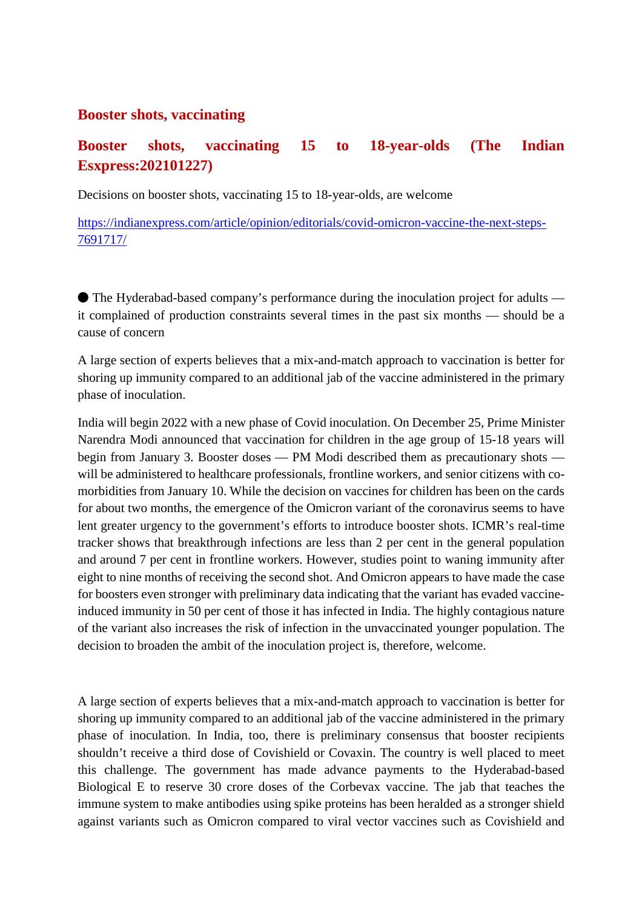## Booster shots, vaccinating

## Booster shots, vaccinating 15 to 18-year-olds (The Indian Esxpress:202101227)

Decisions on booster shots, vaccinating 15 to 18-year-olds, are welcome

https://indianexpress.com/article/opinion/editorials/covid-omicron-vaccine-the-next-steps-7691717/

● The Hyderabad-based company's performance during the inoculation project for adults — it complained of production constraints several times in the past six months — should be a cause of concern

A large section of experts believes that a mix-and-match approach to vaccination is better for shoring up immunity compared to an additional jab of the vaccine administered in the primary phase of inoculation.

India will begin 2022 with a new phase of Covid inoculation. On December 25, Prime Minister Narendra Modi announced that vaccination for children in the age group of 15-18 years will begin from January 3. Booster doses — PM Modi described them as precautionary shots — will be administered to healthcare professionals, frontline workers, and senior citizens with co-morbidities from January 10. While the decision on vaccines for children has been on the cards for about two months, the emergence of the Omicron variant of the coronavirus seems to have lent greater urgency to the government's efforts to introduce booster shots. ICMR's real-time tracker shows that breakthrough infections are less than 2 per cent in the general population and around 7 per cent in frontline workers. However, studies point to waning immunity after eight to nine months of receiving the second shot. And Omicron appears to have made the case for boosters even stronger with preliminary data indicating that the variant has evaded vaccine-induced immunity in 50 per cent of those it has infected in India. The highly contagious nature of the variant also increases the risk of infection in the unvaccinated younger population. The decision to broaden the ambit of the inoculation project is, therefore, welcome.

A large section of experts believes that a mix-and-match approach to vaccination is better for shoring up immunity compared to an additional jab of the vaccine administered in the primary phase of inoculation. In India, too, there is preliminary consensus that booster recipients shouldn't receive a third dose of Covishield or Covaxin. The country is well placed to meet this challenge. The government has made advance payments to the Hyderabad-based Biological E to reserve 30 crore doses of the Corbevax vaccine. The jab that teaches the immune system to make antibodies using spike proteins has been heralded as a stronger shield against variants such as Omicron compared to viral vector vaccines such as Covishield and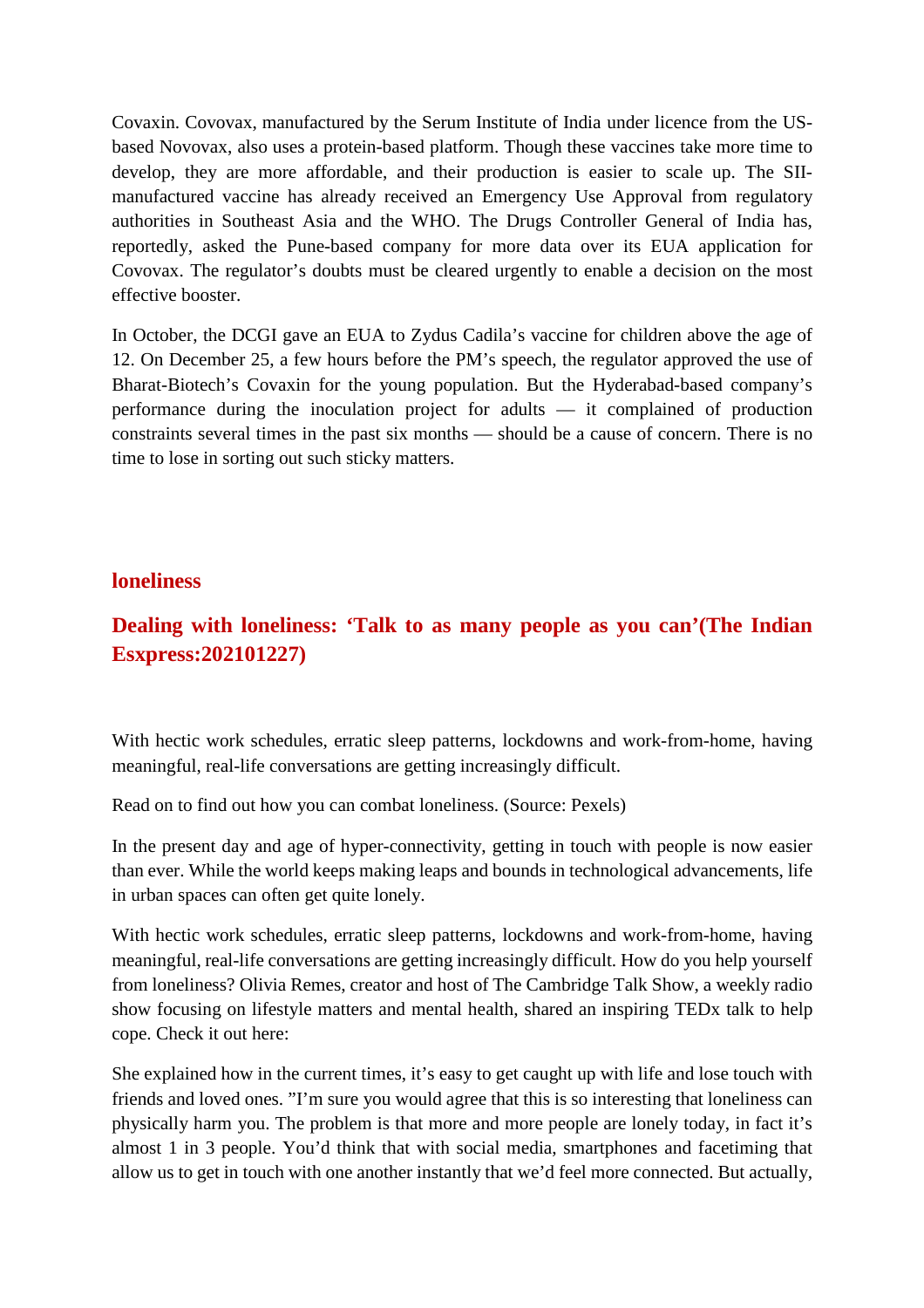Covaxin. Covovax, manufactured by the Serum Institute of India under licence from the US-based Novovax, also uses a protein-based platform. Though these vaccines take more time to develop, they are more affordable, and their production is easier to scale up. The SII-manufactured vaccine has already received an Emergency Use Approval from regulatory authorities in Southeast Asia and the WHO. The Drugs Controller General of India has, reportedly, asked the Pune-based company for more data over its EUA application for Covovax. The regulator's doubts must be cleared urgently to enable a decision on the most effective booster.

In October, the DCGI gave an EUA to Zydus Cadila's vaccine for children above the age of 12. On December 25, a few hours before the PM's speech, the regulator approved the use of Bharat-Biotech's Covaxin for the young population. But the Hyderabad-based company's performance during the inoculation project for adults — it complained of production constraints several times in the past six months — should be a cause of concern. There is no time to lose in sorting out such sticky matters.

## loneliness

## Dealing with loneliness: 'Talk to as many people as you can'(The Indian Esxpress:202101227)

With hectic work schedules, erratic sleep patterns, lockdowns and work-from-home, having meaningful, real-life conversations are getting increasingly difficult.

Read on to find out how you can combat loneliness. (Source: Pexels)

In the present day and age of hyper-connectivity, getting in touch with people is now easier than ever. While the world keeps making leaps and bounds in technological advancements, life in urban spaces can often get quite lonely.

With hectic work schedules, erratic sleep patterns, lockdowns and work-from-home, having meaningful, real-life conversations are getting increasingly difficult. How do you help yourself from loneliness? Olivia Remes, creator and host of The Cambridge Talk Show, a weekly radio show focusing on lifestyle matters and mental health, shared an inspiring TEDx talk to help cope. Check it out here:

She explained how in the current times, it's easy to get caught up with life and lose touch with friends and loved ones. "I'm sure you would agree that this is so interesting that loneliness can physically harm you. The problem is that more and more people are lonely today, in fact it's almost 1 in 3 people. You'd think that with social media, smartphones and facetiming that allow us to get in touch with one another instantly that we'd feel more connected. But actually,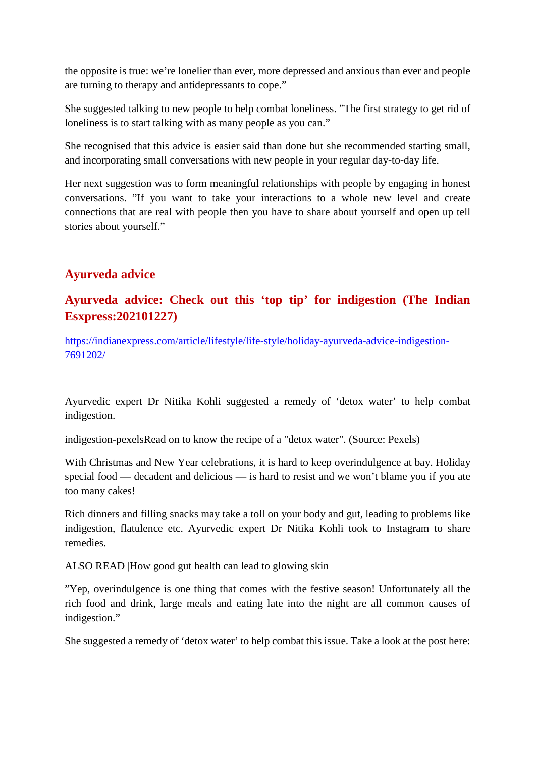the opposite is true: we're lonelier than ever, more depressed and anxious than ever and people are turning to therapy and antidepressants to cope."

She suggested talking to new people to help combat loneliness. "The first strategy to get rid of loneliness is to start talking with as many people as you can."

She recognised that this advice is easier said than done but she recommended starting small, and incorporating small conversations with new people in your regular day-to-day life.

Her next suggestion was to form meaningful relationships with people by engaging in honest conversations. "If you want to take your interactions to a whole new level and create connections that are real with people then you have to share about yourself and open up tell stories about yourself."

## Ayurveda advice

### Ayurveda advice: Check out this 'top tip' for indigestion (The Indian Esxpress:202101227)

[https://indianexpress.com/article/lifestyle/life-style/holiday-ayurveda-advice-indigestion-7691202/](https://indianexpress.com/article/lifestyle/life-style/holiday-ayurveda-advice-indigestion-7691202/)

Ayurvedic expert Dr Nitika Kohli suggested a remedy of 'detox water' to help combat indigestion.

indigestion-pexelsRead on to know the recipe of a "detox water". (Source: Pexels)

With Christmas and New Year celebrations, it is hard to keep overindulgence at bay. Holiday special food — decadent and delicious — is hard to resist and we won't blame you if you ate too many cakes!

Rich dinners and filling snacks may take a toll on your body and gut, leading to problems like indigestion, flatulence etc. Ayurvedic expert Dr Nitika Kohli took to Instagram to share remedies.

ALSO READ |How good gut health can lead to glowing skin

"Yep, overindulgence is one thing that comes with the festive season! Unfortunately all the rich food and drink, large meals and eating late into the night are all common causes of indigestion."

She suggested a remedy of 'detox water' to help combat this issue. Take a look at the post here: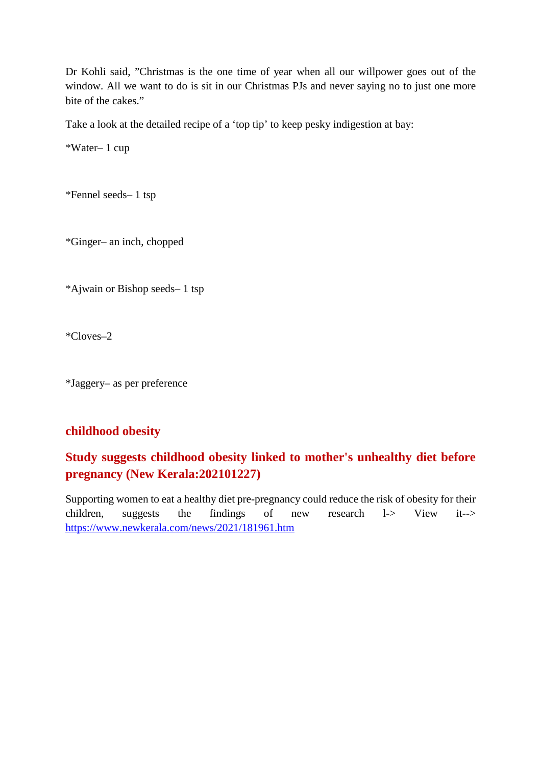Dr Kohli said, ”Christmas is the one time of year when all our willpower goes out of the window. All we want to do is sit in our Christmas PJs and never saying no to just one more bite of the cakes.”

Take a look at the detailed recipe of a ‘top tip’ to keep pesky indigestion at bay:

*Water– 1 cup

*Fennel seeds– 1 tsp

*Ginger– an inch, chopped

*Ajwain or Bishop seeds– 1 tsp

*Cloves–2

*Jaggery– as per preference

## childhood obesity

## Study suggests childhood obesity linked to mother's unhealthy diet before pregnancy (New Kerala:202101227)

Supporting women to eat a healthy diet pre-pregnancy could reduce the risk of obesity for their children, suggests the findings of new research l-> View it--> https://www.newkerala.com/news/2021/181961.htm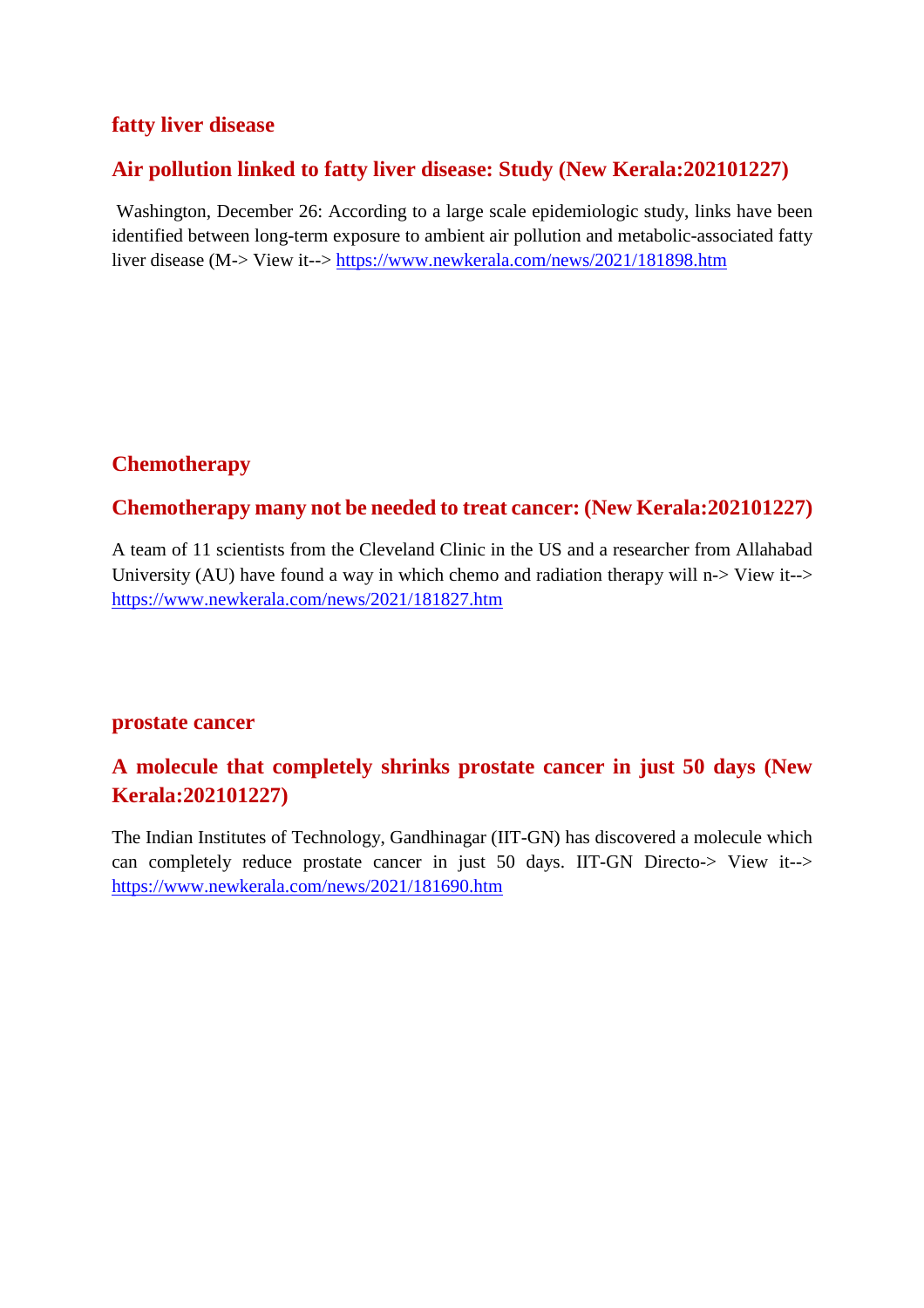## fatty liver disease

### Air pollution linked to fatty liver disease: Study (New Kerala:202101227)

Washington, December 26: According to a large scale epidemiologic study, links have been identified between long-term exposure to ambient air pollution and metabolic-associated fatty liver disease (M-> View it--> https://www.newkerala.com/news/2021/181898.htm

## Chemotherapy

### Chemotherapy many not be needed to treat cancer: (New Kerala:202101227)

A team of 11 scientists from the Cleveland Clinic in the US and a researcher from Allahabad University (AU) have found a way in which chemo and radiation therapy will n-> View it--> https://www.newkerala.com/news/2021/181827.htm

## prostate cancer

### A molecule that completely shrinks prostate cancer in just 50 days (New Kerala:202101227)

The Indian Institutes of Technology, Gandhinagar (IIT-GN) has discovered a molecule which can completely reduce prostate cancer in just 50 days. IIT-GN Directo-> View it--> https://www.newkerala.com/news/2021/181690.htm